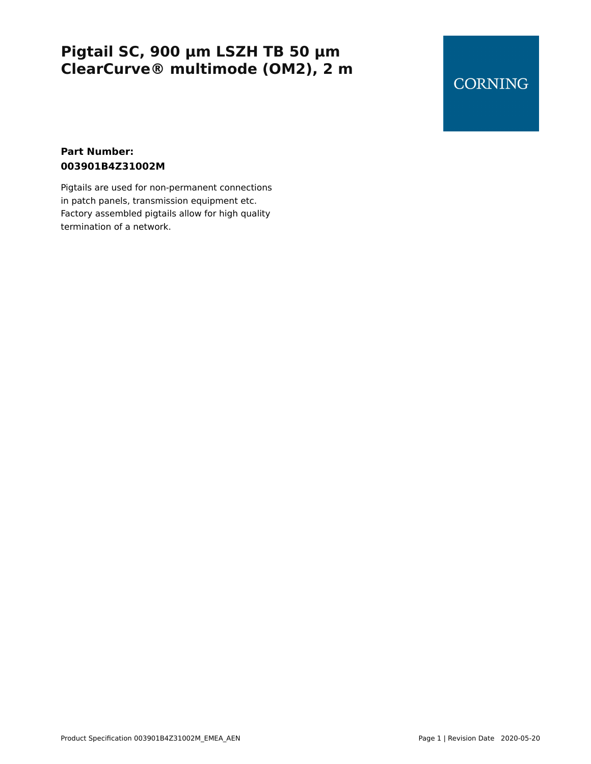# Pigtail SC, 900 µm LSZH TB 50 µm ClearCurve® multimode (OM2), 2 m

CORNING

**Part Number:**
**003901B4Z31002M**

Pigtails are used for non-permanent connections in patch panels, transmission equipment etc. Factory assembled pigtails allow for high quality termination of a network.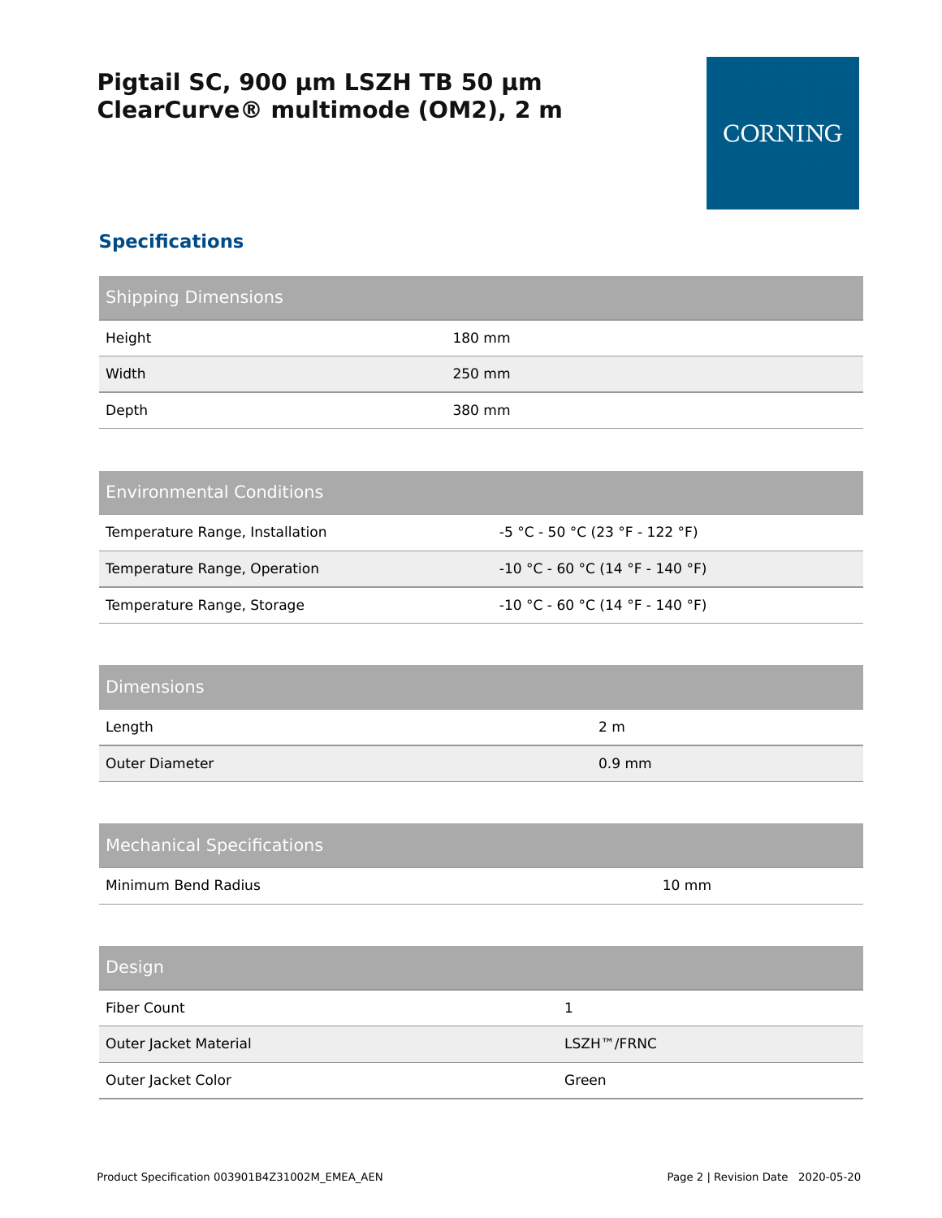# Pigtail SC, 900 µm LSZH TB 50 µm ClearCurve® multimode (OM2), 2 m

CORNING

## Specifications

| Shipping Dimensions | |
|---|---|
| Height | 180 mm |
| Width | 250 mm |
| Depth | 380 mm |

| Environmental Conditions | |
|---|---|
| Temperature Range, Installation | -5 °C - 50 °C (23 °F - 122 °F) |
| Temperature Range, Operation | -10 °C - 60 °C (14 °F - 140 °F) |
| Temperature Range, Storage | -10 °C - 60 °C (14 °F - 140 °F) |

| Dimensions | |
|---|---|
| Length | 2 m |
| Outer Diameter | 0.9 mm |

| Mechanical Specifications | |
|---|---|
| Minimum Bend Radius | 10 mm |

| Design | |
|---|---|
| Fiber Count | 1 |
| Outer Jacket Material | LSZH™/FRNC |
| Outer Jacket Color | Green |

Product Specification 003901B4Z31002M_EMEA_AEN Revision Date 2020-05-20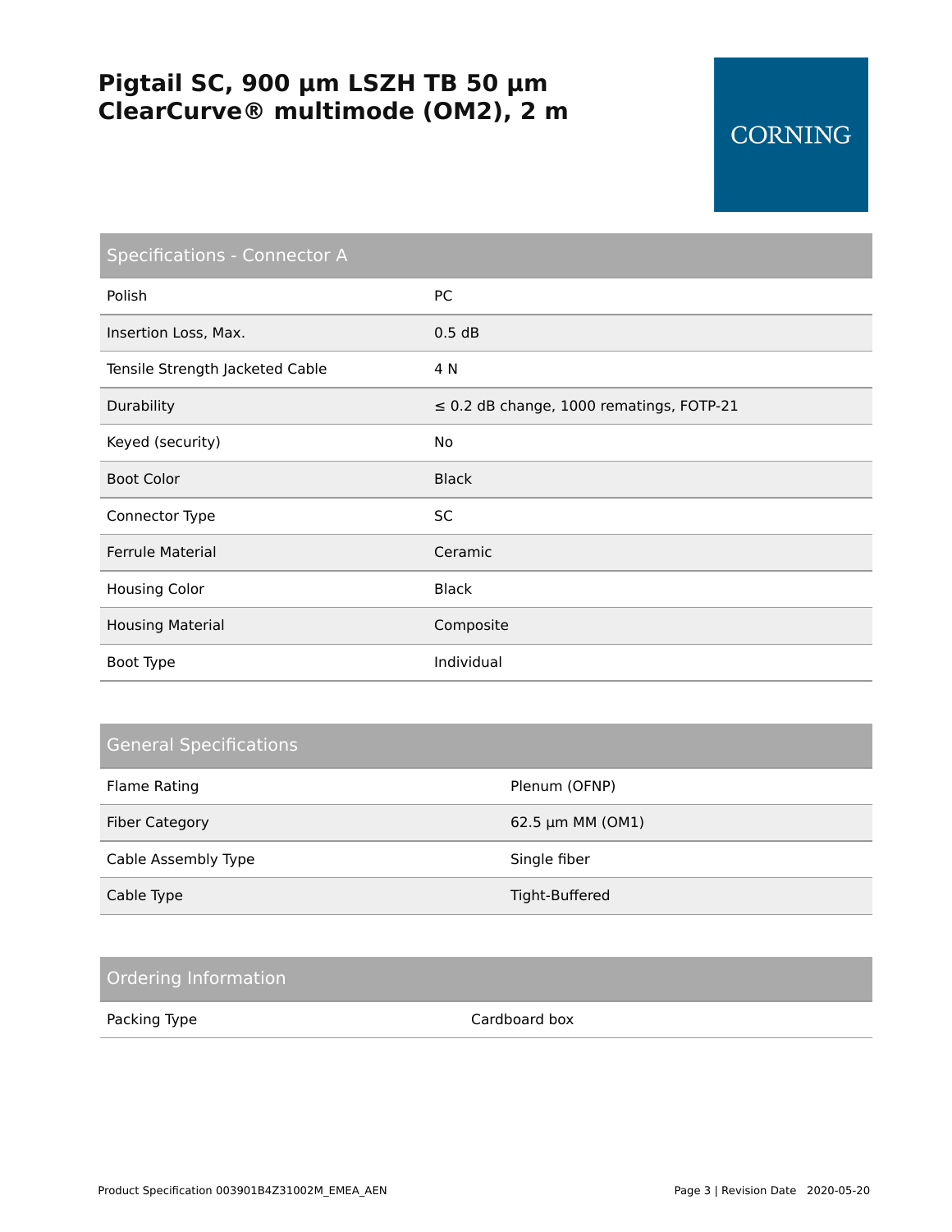# Pigtail SC, 900 µm LSZH TB 50 µm ClearCurve® multimode (OM2), 2 m

CORNING

## Specifications - Connector A

| | |
|---|---|
| Polish | PC |
| Insertion Loss, Max. | 0.5 dB |
| Tensile Strength Jacketed Cable | 4 N |
| Durability | ≤ 0.2 dB change, 1000 rematings, FOTP-21 |
| Keyed (security) | No |
| Boot Color | Black |
| Connector Type | SC |
| Ferrule Material | Ceramic |
| Housing Color | Black |
| Housing Material | Composite |
| Boot Type | Individual |

## General Specifications

| | |
|---|---|
| Flame Rating | Plenum (OFNP) |
| Fiber Category | 62.5 µm MM (OM1) |
| Cable Assembly Type | Single fiber |
| Cable Type | Tight-Buffered |

## Ordering Information

| | |
|---|---|
| Packing Type | Cardboard box |

Product Specification 003901B4Z31002M_EMEA_AEN Revision Date 2020-05-20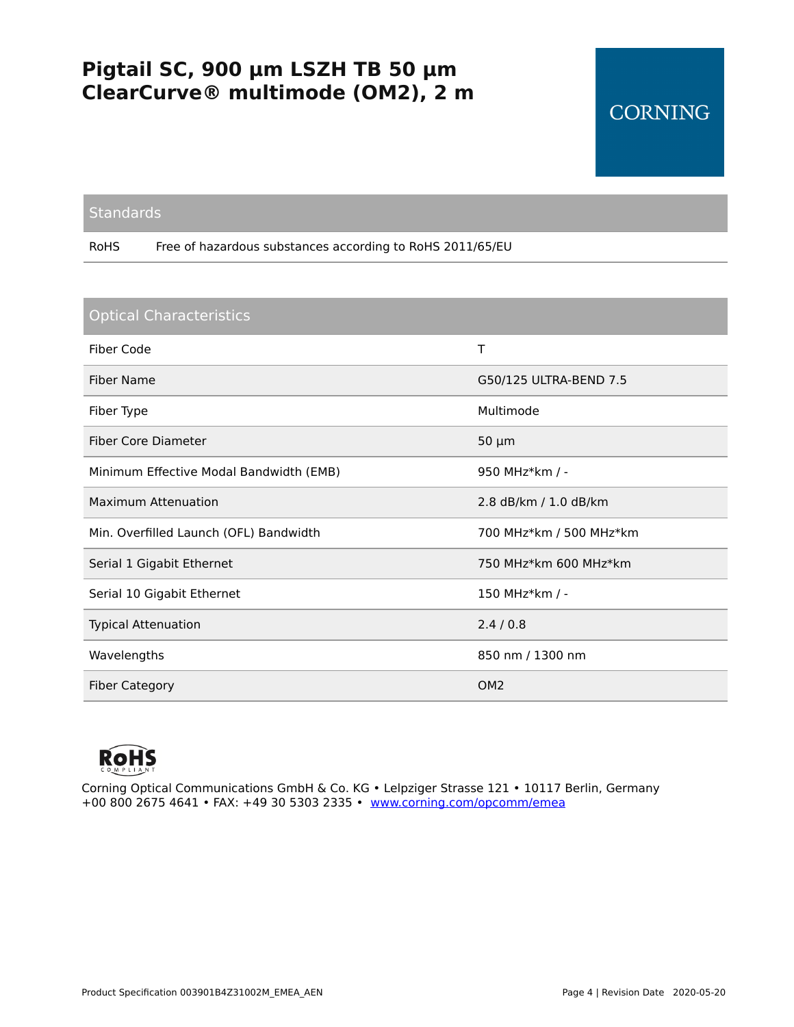# Pigtail SC, 900 µm LSZH TB 50 µm ClearCurve® multimode (OM2), 2 m

CORNING

## Standards

| | |
|---|---|
| RoHS | Free of hazardous substances according to RoHS 2011/65/EU |

## Optical Characteristics

| | |
|---|---|
| Fiber Code | T |
| Fiber Name | G50/125 ULTRA-BEND 7.5 |
| Fiber Type | Multimode |
| Fiber Core Diameter | 50 µm |
| Minimum Effective Modal Bandwidth (EMB) | 950 MHz*km / - |
| Maximum Attenuation | 2.8 dB/km / 1.0 dB/km |
| Min. Overfilled Launch (OFL) Bandwidth | 700 MHz*km / 500 MHz*km |
| Serial 1 Gigabit Ethernet | 750 MHz*km 600 MHz*km |
| Serial 10 Gigabit Ethernet | 150 MHz*km / - |
| Typical Attenuation | 2.4 / 0.8 |
| Wavelengths | 850 nm / 1300 nm |
| Fiber Category | OM2 |

RoHS COMPLIANT

Corning Optical Communications GmbH & Co. KG • Lelpziger Strasse 121 • 10117 Berlin, Germany
+00 800 2675 4641 • FAX: +49 30 5303 2335 • www.corning.com/opcomm/emea

Product Specification 003901B4Z31002M_EMEA_AEN

Revision Date 2020-05-20